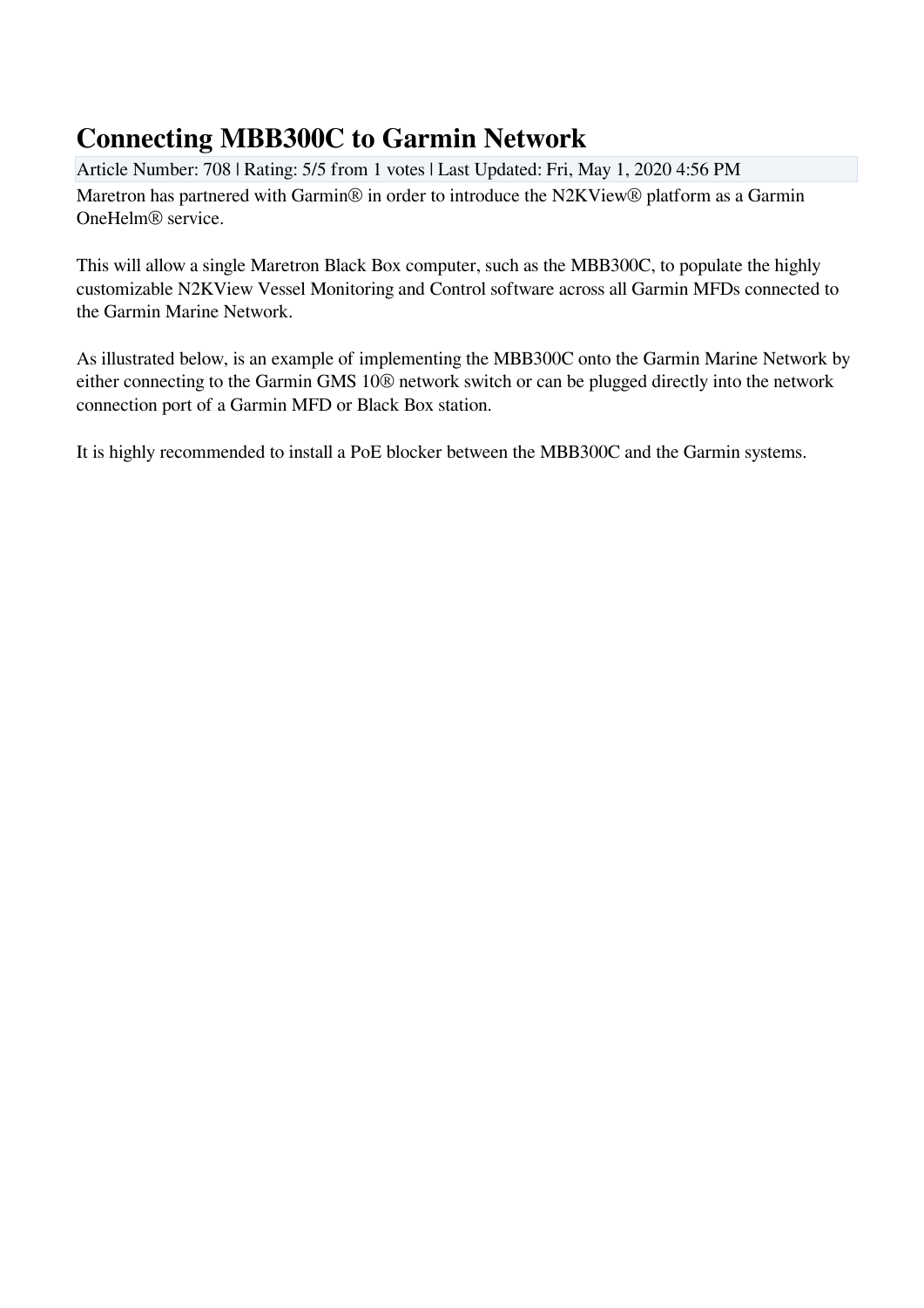# Connecting MBB300C to Garmin Network

Article Number: 708 | Rating: 5/5 from 1 votes | Last Updated: Fri, May 1, 2020 4:56 PM

Maretron has partnered with Garmin® in order to introduce the N2KView® platform as a Garmin OneHelm® service.

This will allow a single Maretron Black Box computer, such as the MBB300C, to populate the highly customizable N2KView Vessel Monitoring and Control software across all Garmin MFDs connected to the Garmin Marine Network.

As illustrated below, is an example of implementing the MBB300C onto the Garmin Marine Network by either connecting to the Garmin GMS 10® network switch or can be plugged directly into the network connection port of a Garmin MFD or Black Box station.

It is highly recommended to install a PoE blocker between the MBB300C and the Garmin systems.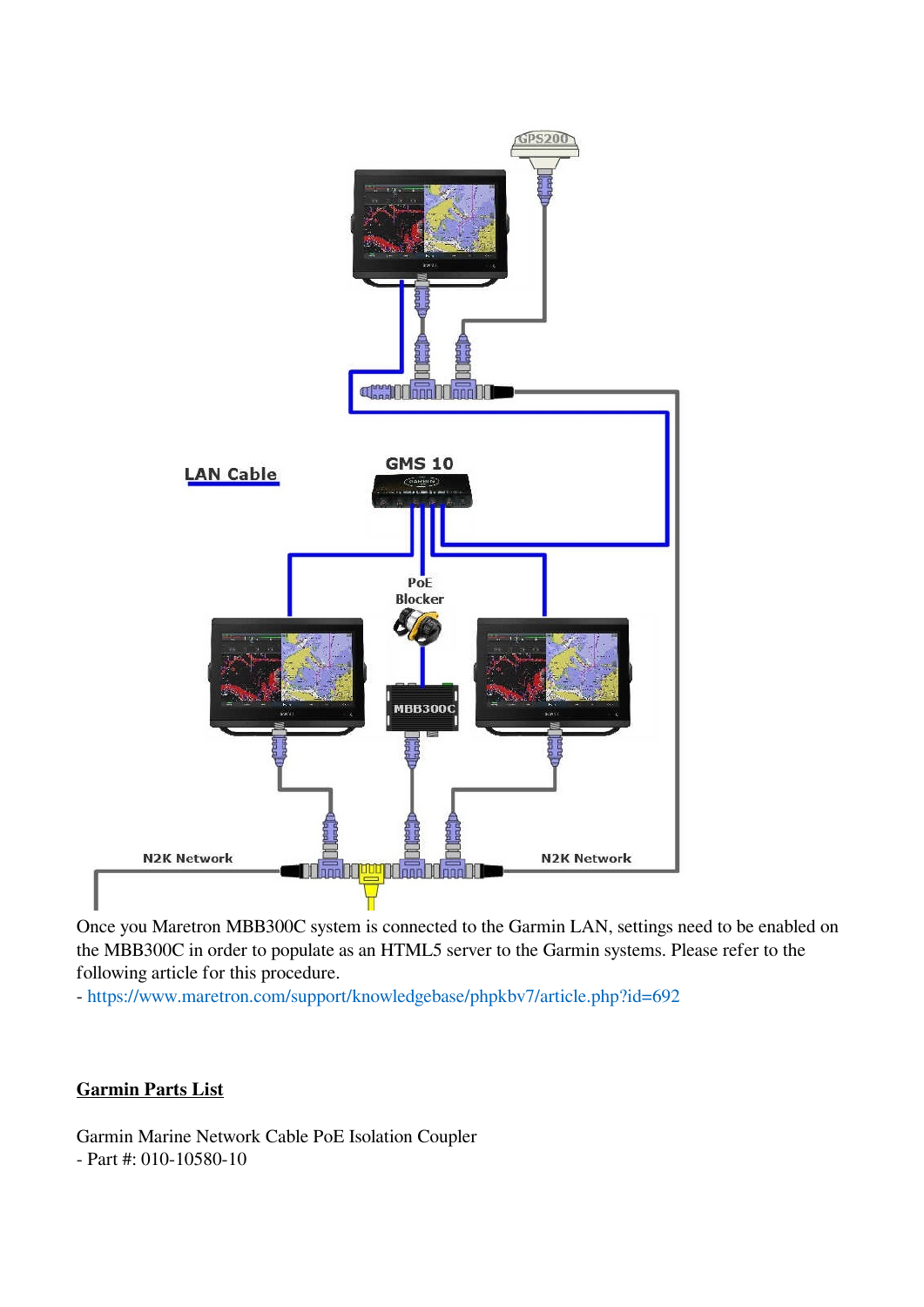Once you Maretron MBB300C system is connected to the Garmin LAN, settings need to be enabled on the MBB300C in order to populate as an HTML5 server to the Garmin systems. Please refer to the following article for this procedure.

- https://www.maretron.com/support/knowledgebase/phpkbv7/article.php?id=692

## Garmin Parts List

Garmin Marine Network Cable PoE Isolation Coupler
- Part #: 010-10580-10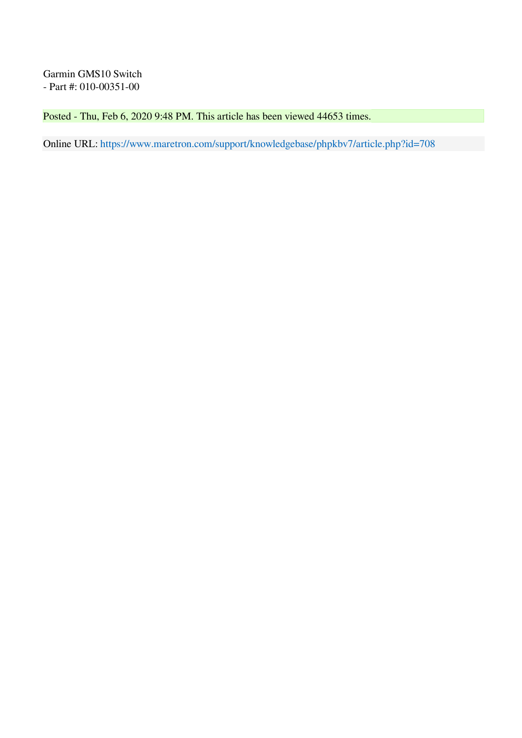Garmin GMS10 Switch
- Part #: 010-00351-00

Posted - Thu, Feb 6, 2020 9:48 PM. This article has been viewed 44653 times.

Online URL: https://www.maretron.com/support/knowledgebase/phpkbv7/article.php?id=708